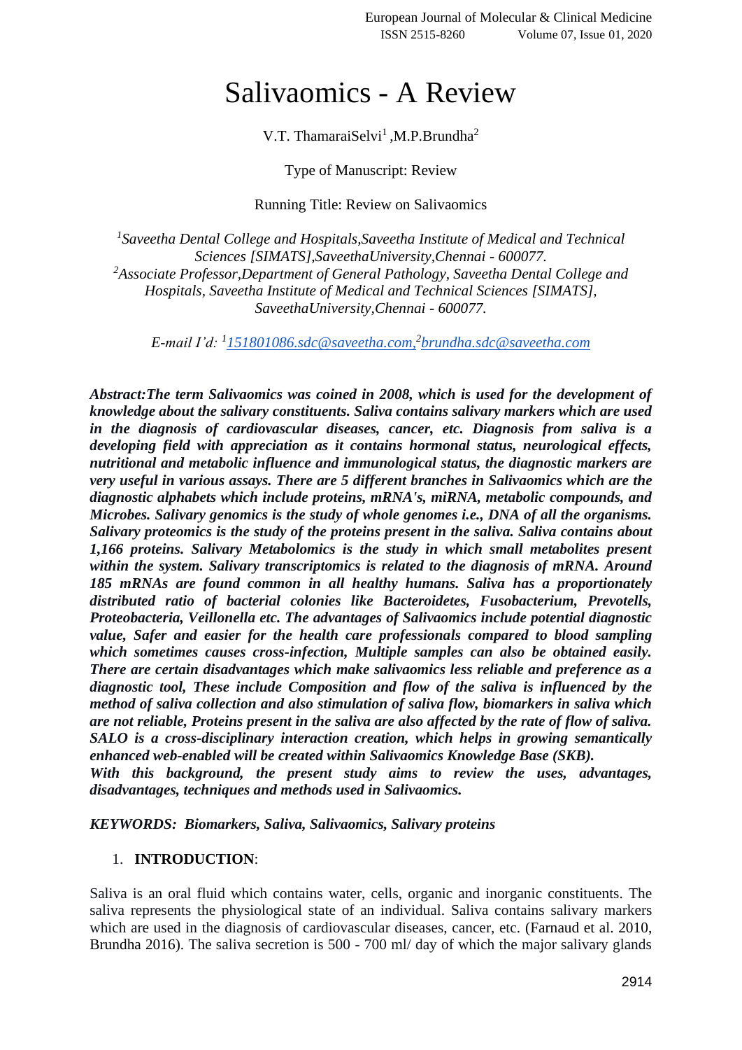# Salivaomics - A Review

V.T. ThamaraiSelvi[1] ,M.P.Brundha[2]

Type of Manuscript: Review

Running Title: Review on Salivaomics

*[1]Saveetha Dental College and Hospitals,Saveetha Institute of Medical and Technical Sciences [SIMATS],SaveethaUniversity,Chennai - 600077.*
*[2]Associate Professor,Department of General Pathology, Saveetha Dental College and Hospitals, Saveetha Institute of Medical and Technical Sciences [SIMATS], SaveethaUniversity,Chennai - 600077.*

*E-mail I'd: [1]151801086.sdc@saveetha.com,[2]brundha.sdc@saveetha.com*

***Abstract:The term Salivaomics was coined in 2008, which is used for the development of knowledge about the salivary constituents. Saliva contains salivary markers which are used in the diagnosis of cardiovascular diseases, cancer, etc. Diagnosis from saliva is a developing field with appreciation as it contains hormonal status, neurological effects, nutritional and metabolic influence and immunological status, the diagnostic markers are very useful in various assays. There are 5 different branches in Salivaomics which are the diagnostic alphabets which include proteins, mRNA's, miRNA, metabolic compounds, and Microbes. Salivary genomics is the study of whole genomes i.e., DNA of all the organisms. Salivary proteomics is the study of the proteins present in the saliva. Saliva contains about 1,166 proteins. Salivary Metabolomics is the study in which small metabolites present within the system. Salivary transcriptomics is related to the diagnosis of mRNA. Around 185 mRNAs are found common in all healthy humans. Saliva has a proportionately distributed ratio of bacterial colonies like Bacteroidetes, Fusobacterium, Prevotells, Proteobacteria, Veillonela etc. The advantages of Salivaomics include potential diagnostic value, Safer and easier for the health care professionals compared to blood sampling which sometimes causes cross-infection, Multiple samples can also be obtained easily. There are certain disadvantages which make salivaomics less reliable and preference as a diagnostic tool, These include Composition and flow of the saliva is influenced by the method of saliva collection and also stimulation of saliva flow, biomarkers in saliva which are not reliable, Proteins present in the saliva are also affected by the rate of flow of saliva. SALO is a cross-disciplinary interaction creation, which helps in growing semantically enhanced web-enabled will be created within Salivaomics Knowledge Base (SKB).***
***With this background, the present study aims to review the uses, advantages, disadvantages, techniques and methods used in Salivaomics.***

***KEYWORDS: Biomarkers, Saliva, Salivaomics, Salivary proteins***

## 1. INTRODUCTION:

Saliva is an oral fluid which contains water, cells, organic and inorganic constituents. The saliva represents the physiological state of an individual. Saliva contains salivary markers which are used in the diagnosis of cardiovascular diseases, cancer, etc. (Farnaud et al. 2010, Brundha 2016). The saliva secretion is 500 - 700 ml/ day of which the major salivary glands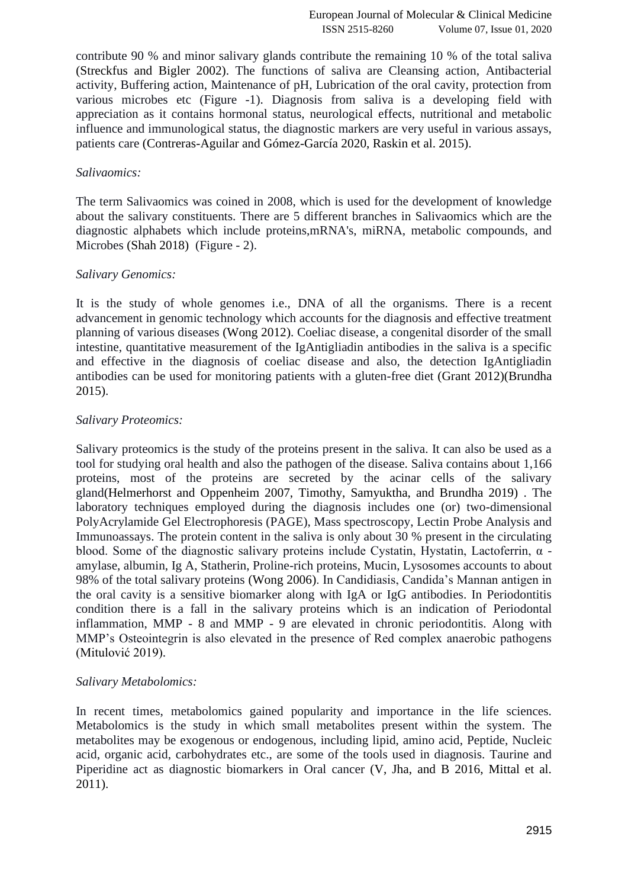contribute 90 % and minor salivary glands contribute the remaining 10 % of the total saliva (Streckfus and Bigler 2002). The functions of saliva are Cleansing action, Antibacterial activity, Buffering action, Maintenance of pH, Lubrication of the oral cavity, protection from various microbes etc (Figure -1). Diagnosis from saliva is a developing field with appreciation as it contains hormonal status, neurological effects, nutritional and metabolic influence and immunological status, the diagnostic markers are very useful in various assays, patients care (Contreras-Aguilar and Gómez-García 2020, Raskin et al. 2015).

*Salivaomics:*

The term Salivaomics was coined in 2008, which is used for the development of knowledge about the salivary constituents. There are 5 different branches in Salivaomics which are the diagnostic alphabets which include proteins,mRNA's, miRNA, metabolic compounds, and Microbes (Shah 2018) (Figure - 2).

*Salivary Genomics:*

It is the study of whole genomes i.e., DNA of all the organisms. There is a recent advancement in genomic technology which accounts for the diagnosis and effective treatment planning of various diseases (Wong 2012). Coeliac disease, a congenital disorder of the small intestine, quantitative measurement of the IgAntigliadin antibodies in the saliva is a specific and effective in the diagnosis of coeliac disease and also, the detection IgAntigliadin antibodies can be used for monitoring patients with a gluten-free diet (Grant 2012)(Brundha 2015).

*Salivary Proteomics:*

Salivary proteomics is the study of the proteins present in the saliva. It can also be used as a tool for studying oral health and also the pathogen of the disease. Saliva contains about 1,166 proteins, most of the proteins are secreted by the acinar cells of the salivary gland(Helmerhorst and Oppenheim 2007, Timothy, Samyuktha, and Brundha 2019) . The laboratory techniques employed during the diagnosis includes one (or) two-dimensional PolyAcrylamide Gel Electrophoresis (PAGE), Mass spectroscopy, Lectin Probe Analysis and Immunoassays. The protein content in the saliva is only about 30 % present in the circulating blood. Some of the diagnostic salivary proteins include Cystatin, Hystatin, Lactoferrin, α - amylase, albumin, Ig A, Statherin, Proline-rich proteins, Mucin, Lysosomes accounts to about 98% of the total salivary proteins (Wong 2006). In Candidiasis, Candida's Mannan antigen in the oral cavity is a sensitive biomarker along with IgA or IgG antibodies. In Periodontitis condition there is a fall in the salivary proteins which is an indication of Periodontal inflammation, MMP - 8 and MMP - 9 are elevated in chronic periodontitis. Along with MMP's Osteointegrin is also elevated in the presence of Red complex anaerobic pathogens (Mitulović 2019).

*Salivary Metabolomics:*

In recent times, metabolomics gained popularity and importance in the life sciences. Metabolomics is the study in which small metabolites present within the system. The metabolites may be exogenous or endogenous, including lipid, amino acid, Peptide, Nucleic acid, organic acid, carbohydrates etc., are some of the tools used in diagnosis. Taurine and Piperidine act as diagnostic biomarkers in Oral cancer (V, Jha, and B 2016, Mittal et al. 2011).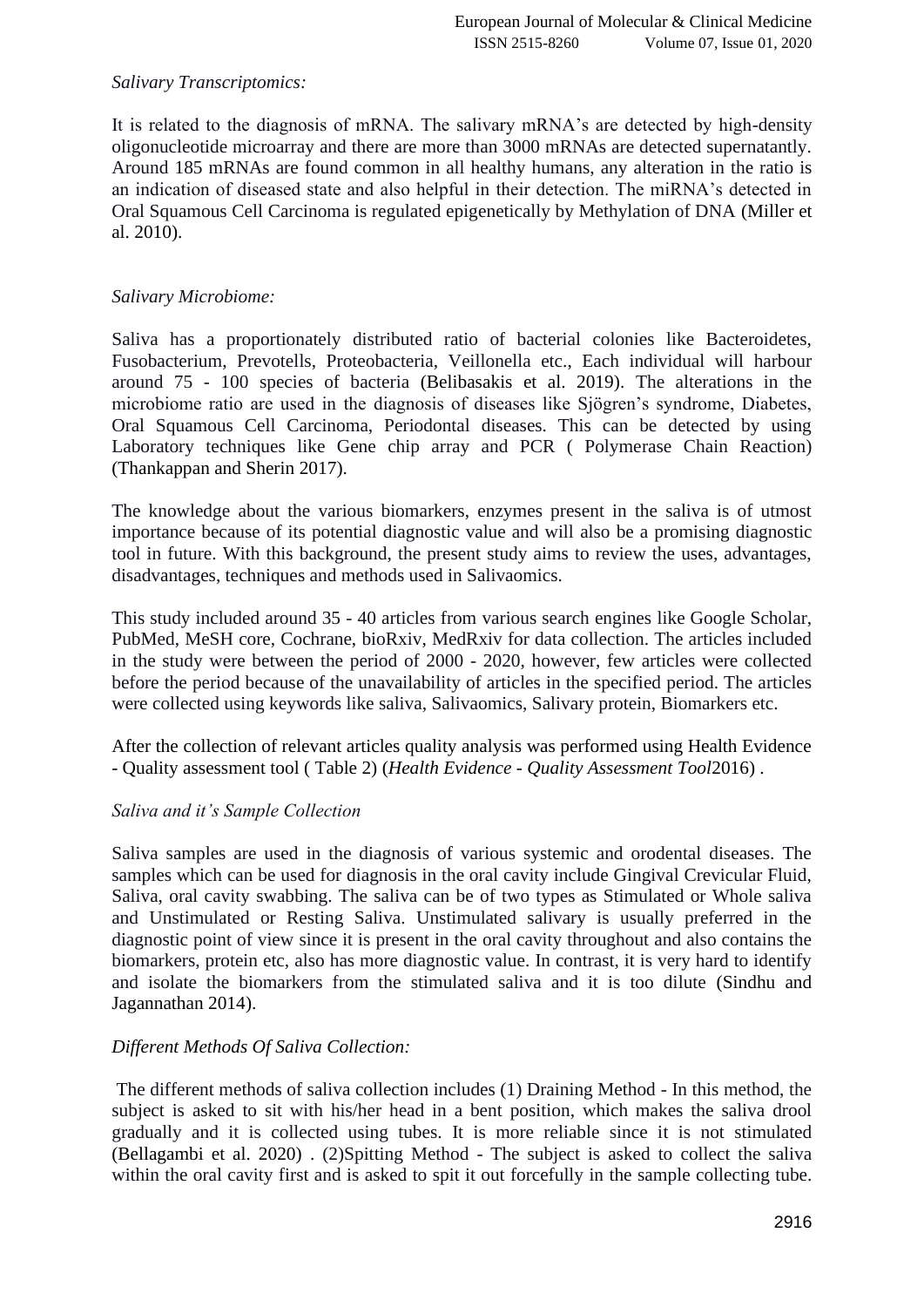*Salivary Transcriptomics:*

It is related to the diagnosis of mRNA. The salivary mRNA's are detected by high-density oligonucleotide microarray and there are more than 3000 mRNAs are detected supernatantly. Around 185 mRNAs are found common in all healthy humans, any alteration in the ratio is an indication of diseased state and also helpful in their detection. The miRNA's detected in Oral Squamous Cell Carcinoma is regulated epigenetically by Methylation of DNA (Miller et al. 2010).

*Salivary Microbiome:*

Saliva has a proportionately distributed ratio of bacterial colonies like Bacteroidetes, Fusobacterium, Prevotells, Proteobacteria, Veillonella etc., Each individual will harbour around 75 - 100 species of bacteria (Belibasakis et al. 2019). The alterations in the microbiome ratio are used in the diagnosis of diseases like Sjögren's syndrome, Diabetes, Oral Squamous Cell Carcinoma, Periodontal diseases. This can be detected by using Laboratory techniques like Gene chip array and PCR ( Polymerase Chain Reaction) (Thankappan and Sherin 2017).

The knowledge about the various biomarkers, enzymes present in the saliva is of utmost importance because of its potential diagnostic value and will also be a promising diagnostic tool in future. With this background, the present study aims to review the uses, advantages, disadvantages, techniques and methods used in Salivaomics.

This study included around 35 - 40 articles from various search engines like Google Scholar, PubMed, MeSH core, Cochrane, bioRxiv, MedRxiv for data collection. The articles included in the study were between the period of 2000 - 2020, however, few articles were collected before the period because of the unavailability of articles in the specified period. The articles were collected using keywords like saliva, Salivaomics, Salivary protein, Biomarkers etc.

After the collection of relevant articles quality analysis was performed using Health Evidence - Quality assessment tool ( Table 2) (*Health Evidence - Quality Assessment Tool*2016) .

*Saliva and it's Sample Collection*

Saliva samples are used in the diagnosis of various systemic and orodental diseases. The samples which can be used for diagnosis in the oral cavity include Gingival Crevicular Fluid, Saliva, oral cavity swabbing. The saliva can be of two types as Stimulated or Whole saliva and Unstimulated or Resting Saliva. Unstimulated salivary is usually preferred in the diagnostic point of view since it is present in the oral cavity throughout and also contains the biomarkers, protein etc, also has more diagnostic value. In contrast, it is very hard to identify and isolate the biomarkers from the stimulated saliva and it is too dilute (Sindhu and Jagannathan 2014).

*Different Methods Of Saliva Collection:*

The different methods of saliva collection includes (1) Draining Method - In this method, the subject is asked to sit with his/her head in a bent position, which makes the saliva drool gradually and it is collected using tubes. It is more reliable since it is not stimulated (Bellagambi et al. 2020) . (2)Spitting Method - The subject is asked to collect the saliva within the oral cavity first and is asked to spit it out forcefully in the sample collecting tube.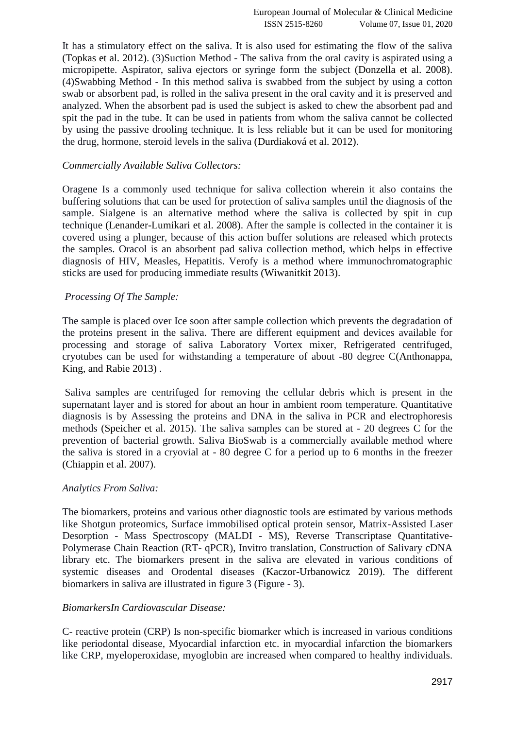It has a stimulatory effect on the saliva. It is also used for estimating the flow of the saliva (Topkas et al. 2012). (3)Suction Method - The saliva from the oral cavity is aspirated using a micropipette. Aspirator, saliva ejectors or syringe form the subject (Donzella et al. 2008). (4)Swabbing Method - In this method saliva is swabbed from the subject by using a cotton swab or absorbent pad, is rolled in the saliva present in the oral cavity and it is preserved and analyzed. When the absorbent pad is used the subject is asked to chew the absorbent pad and spit the pad in the tube. It can be used in patients from whom the saliva cannot be collected by using the passive drooling technique. It is less reliable but it can be used for monitoring the drug, hormone, steroid levels in the saliva (Durdiaková et al. 2012).

*Commercially Available Saliva Collectors:*

Oragene Is a commonly used technique for saliva collection wherein it also contains the buffering solutions that can be used for protection of saliva samples until the diagnosis of the sample. Sialgene is an alternative method where the saliva is collected by spit in cup technique (Lenander-Lumikari et al. 2008). After the sample is collected in the container it is covered using a plunger, because of this action buffer solutions are released which protects the samples. Oracol is an absorbent pad saliva collection method, which helps in effective diagnosis of HIV, Measles, Hepatitis. Verofy is a method where immunochromatographic sticks are used for producing immediate results (Wiwanitkit 2013).

*Processing Of The Sample:*

The sample is placed over Ice soon after sample collection which prevents the degradation of the proteins present in the saliva. There are different equipment and devices available for processing and storage of saliva Laboratory Vortex mixer, Refrigerated centrifuged, cryotubes can be used for withstanding a temperature of about -80 degree C(Anthonappa, King, and Rabie 2013) .

Saliva samples are centrifuged for removing the cellular debris which is present in the supernatant layer and is stored for about an hour in ambient room temperature. Quantitative diagnosis is by Assessing the proteins and DNA in the saliva in PCR and electrophoresis methods (Speicher et al. 2015). The saliva samples can be stored at - 20 degrees C for the prevention of bacterial growth. Saliva BioSwab is a commercially available method where the saliva is stored in a cryovial at - 80 degree C for a period up to 6 months in the freezer (Chiappin et al. 2007).

*Analytics From Saliva:*

The biomarkers, proteins and various other diagnostic tools are estimated by various methods like Shotgun proteomics, Surface immobilised optical protein sensor, Matrix-Assisted Laser Desorption - Mass Spectroscopy (MALDI - MS), Reverse Transcriptase Quantitative-Polymerase Chain Reaction (RT- qPCR), Invitro translation, Construction of Salivary cDNA library etc. The biomarkers present in the saliva are elevated in various conditions of systemic diseases and Orodental diseases (Kaczor-Urbanowicz 2019). The different biomarkers in saliva are illustrated in figure 3 (Figure - 3).

*BiomarkersIn Cardiovascular Disease:*

C- reactive protein (CRP) Is non-specific biomarker which is increased in various conditions like periodontal disease, Myocardial infarction etc. in myocardial infarction the biomarkers like CRP, myeloperoxidase, myoglobin are increased when compared to healthy individuals.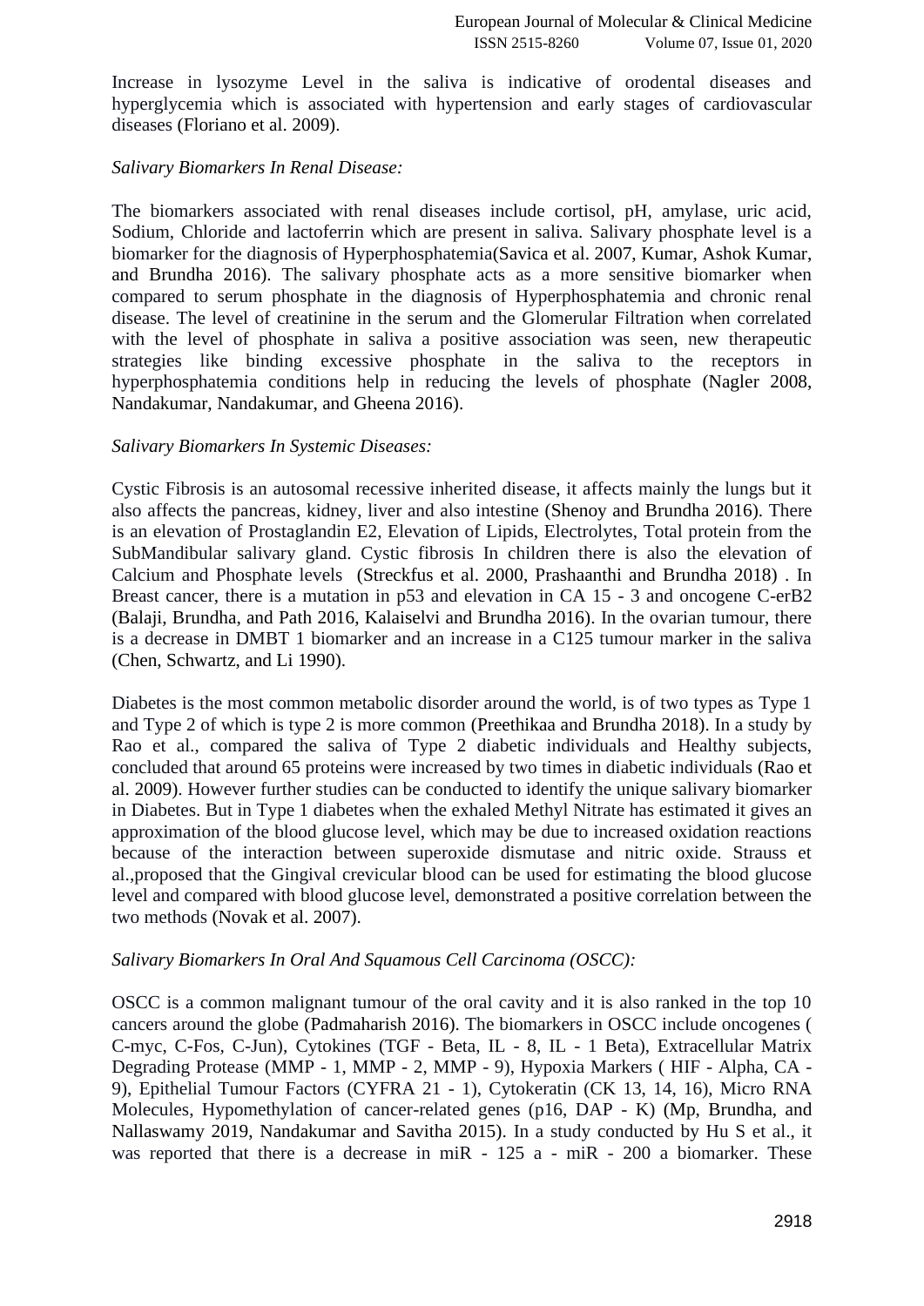Increase in lysozyme Level in the saliva is indicative of orodental diseases and hyperglycemia which is associated with hypertension and early stages of cardiovascular diseases (Floriano et al. 2009).

*Salivary Biomarkers In Renal Disease:*

The biomarkers associated with renal diseases include cortisol, pH, amylase, uric acid, Sodium, Chloride and lactoferrin which are present in saliva. Salivary phosphate level is a biomarker for the diagnosis of Hyperphosphatemia(Savica et al. 2007, Kumar, Ashok Kumar, and Brundha 2016). The salivary phosphate acts as a more sensitive biomarker when compared to serum phosphate in the diagnosis of Hyperphosphatemia and chronic renal disease. The level of creatinine in the serum and the Glomerular Filtration when correlated with the level of phosphate in saliva a positive association was seen, new therapeutic strategies like binding excessive phosphate in the saliva to the receptors in hyperphosphatemia conditions help in reducing the levels of phosphate (Nagler 2008, Nandakumar, Nandakumar, and Gheena 2016).

*Salivary Biomarkers In Systemic Diseases:*

Cystic Fibrosis is an autosomal recessive inherited disease, it affects mainly the lungs but it also affects the pancreas, kidney, liver and also intestine (Shenoy and Brundha 2016). There is an elevation of Prostaglandin E2, Elevation of Lipids, Electrolytes, Total protein from the SubMandibular salivary gland. Cystic fibrosis In children there is also the elevation of Calcium and Phosphate levels (Streckfus et al. 2000, Prashaanthi and Brundha 2018) . In Breast cancer, there is a mutation in p53 and elevation in CA 15 - 3 and oncogene C-erB2 (Balaji, Brundha, and Path 2016, Kalaiselvi and Brundha 2016). In the ovarian tumour, there is a decrease in DMBT 1 biomarker and an increase in a C125 tumour marker in the saliva (Chen, Schwartz, and Li 1990).

Diabetes is the most common metabolic disorder around the world, is of two types as Type 1 and Type 2 of which is type 2 is more common (Preethikaa and Brundha 2018). In a study by Rao et al., compared the saliva of Type 2 diabetic individuals and Healthy subjects, concluded that around 65 proteins were increased by two times in diabetic individuals (Rao et al. 2009). However further studies can be conducted to identify the unique salivary biomarker in Diabetes. But in Type 1 diabetes when the exhaled Methyl Nitrate has estimated it gives an approximation of the blood glucose level, which may be due to increased oxidation reactions because of the interaction between superoxide dismutase and nitric oxide. Strauss et al.,proposed that the Gingival crevicular blood can be used for estimating the blood glucose level and compared with blood glucose level, demonstrated a positive correlation between the two methods (Novak et al. 2007).

*Salivary Biomarkers In Oral And Squamous Cell Carcinoma (OSCC):*

OSCC is a common malignant tumour of the oral cavity and it is also ranked in the top 10 cancers around the globe (Padmaharish 2016). The biomarkers in OSCC include oncogenes ( C-myc, C-Fos, C-Jun), Cytokines (TGF - Beta, IL - 8, IL - 1 Beta), Extracellular Matrix Degrading Protease (MMP - 1, MMP - 2, MMP - 9), Hypoxia Markers ( HIF - Alpha, CA - 9), Epithelial Tumour Factors (CYFRA 21 - 1), Cytokeratin (CK 13, 14, 16), Micro RNA Molecules, Hypomethylation of cancer-related genes (p16, DAP - K) (Mp, Brundha, and Nallaswamy 2019, Nandakumar and Savitha 2015). In a study conducted by Hu S et al., it was reported that there is a decrease in miR - 125 a - miR - 200 a biomarker. These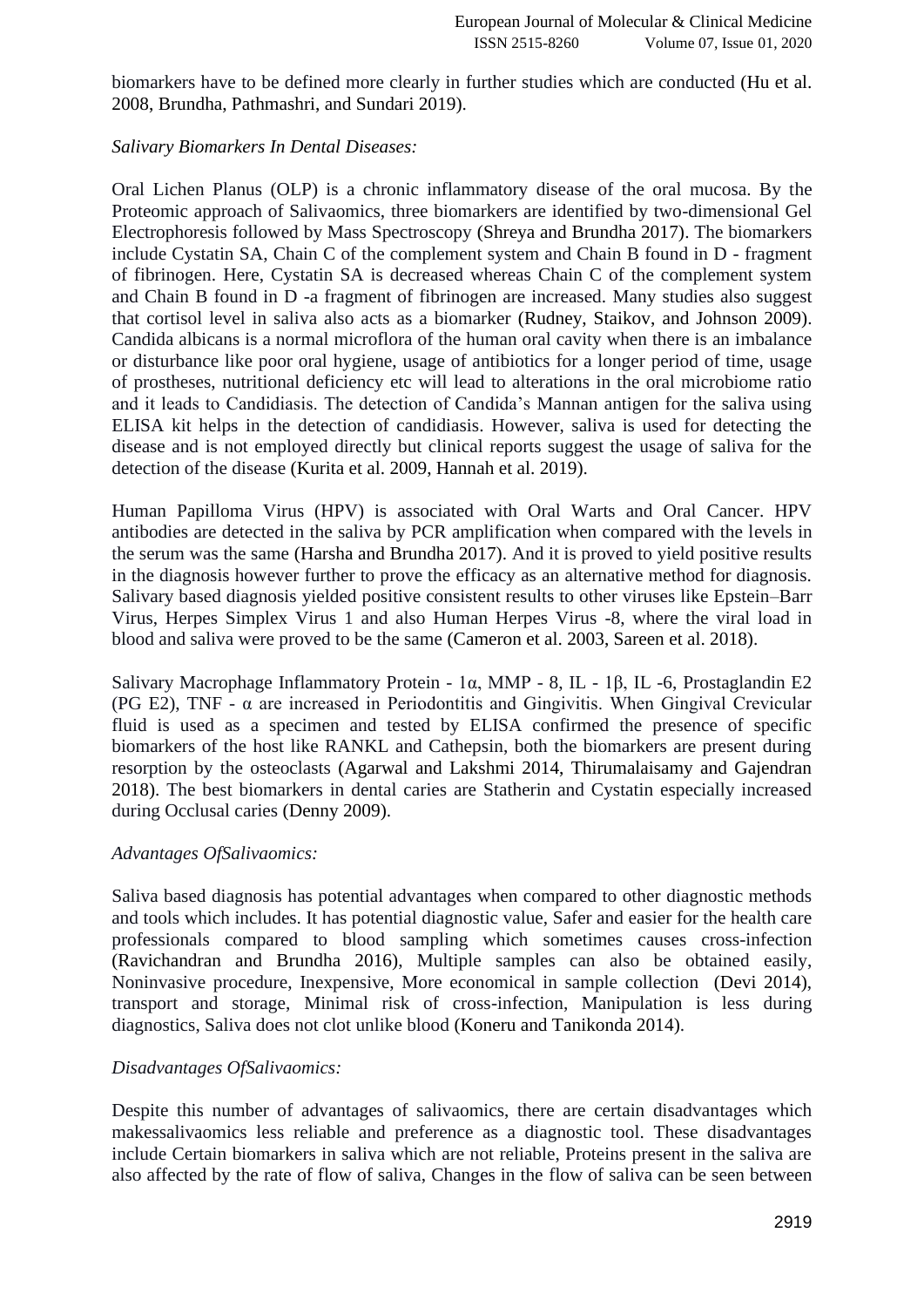biomarkers have to be defined more clearly in further studies which are conducted (Hu et al. 2008, Brundha, Pathmashri, and Sundari 2019).

*Salivary Biomarkers In Dental Diseases:*

Oral Lichen Planus (OLP) is a chronic inflammatory disease of the oral mucosa. By the Proteomic approach of Salivaomics, three biomarkers are identified by two-dimensional Gel Electrophoresis followed by Mass Spectroscopy (Shreya and Brundha 2017). The biomarkers include Cystatin SA, Chain C of the complement system and Chain B found in D - fragment of fibrinogen. Here, Cystatin SA is decreased whereas Chain C of the complement system and Chain B found in D -a fragment of fibrinogen are increased. Many studies also suggest that cortisol level in saliva also acts as a biomarker (Rudney, Staikov, and Johnson 2009). Candida albicans is a normal microflora of the human oral cavity when there is an imbalance or disturbance like poor oral hygiene, usage of antibiotics for a longer period of time, usage of prostheses, nutritional deficiency etc will lead to alterations in the oral microbiome ratio and it leads to Candidiasis. The detection of Candida's Mannan antigen for the saliva using ELISA kit helps in the detection of candidiasis. However, saliva is used for detecting the disease and is not employed directly but clinical reports suggest the usage of saliva for the detection of the disease (Kurita et al. 2009, Hannah et al. 2019).

Human Papilloma Virus (HPV) is associated with Oral Warts and Oral Cancer. HPV antibodies are detected in the saliva by PCR amplification when compared with the levels in the serum was the same (Harsha and Brundha 2017). And it is proved to yield positive results in the diagnosis however further to prove the efficacy as an alternative method for diagnosis. Salivary based diagnosis yielded positive consistent results to other viruses like Epstein–Barr Virus, Herpes Simplex Virus 1 and also Human Herpes Virus -8, where the viral load in blood and saliva were proved to be the same (Cameron et al. 2003, Sareen et al. 2018).

Salivary Macrophage Inflammatory Protein - 1α, MMP - 8, IL - 1β, IL -6, Prostaglandin E2 (PG E2), TNF - α are increased in Periodontitis and Gingivitis. When Gingival Crevicular fluid is used as a specimen and tested by ELISA confirmed the presence of specific biomarkers of the host like RANKL and Cathepsin, both the biomarkers are present during resorption by the osteoclasts (Agarwal and Lakshmi 2014, Thirumalaisamy and Gajendran 2018). The best biomarkers in dental caries are Statherin and Cystatin especially increased during Occlusal caries (Denny 2009).

*Advantages OfSalivaomics:*

Saliva based diagnosis has potential advantages when compared to other diagnostic methods and tools which includes. It has potential diagnostic value, Safer and easier for the health care professionals compared to blood sampling which sometimes causes cross-infection (Ravichandran and Brundha 2016), Multiple samples can also be obtained easily, Noninvasive procedure, Inexpensive, More economical in sample collection (Devi 2014), transport and storage, Minimal risk of cross-infection, Manipulation is less during diagnostics, Saliva does not clot unlike blood (Koneru and Tanikonda 2014).

*Disadvantages OfSalivaomics:*

Despite this number of advantages of salivaomics, there are certain disadvantages which makessalivaomics less reliable and preference as a diagnostic tool. These disadvantages include Certain biomarkers in saliva which are not reliable, Proteins present in the saliva are also affected by the rate of flow of saliva, Changes in the flow of saliva can be seen between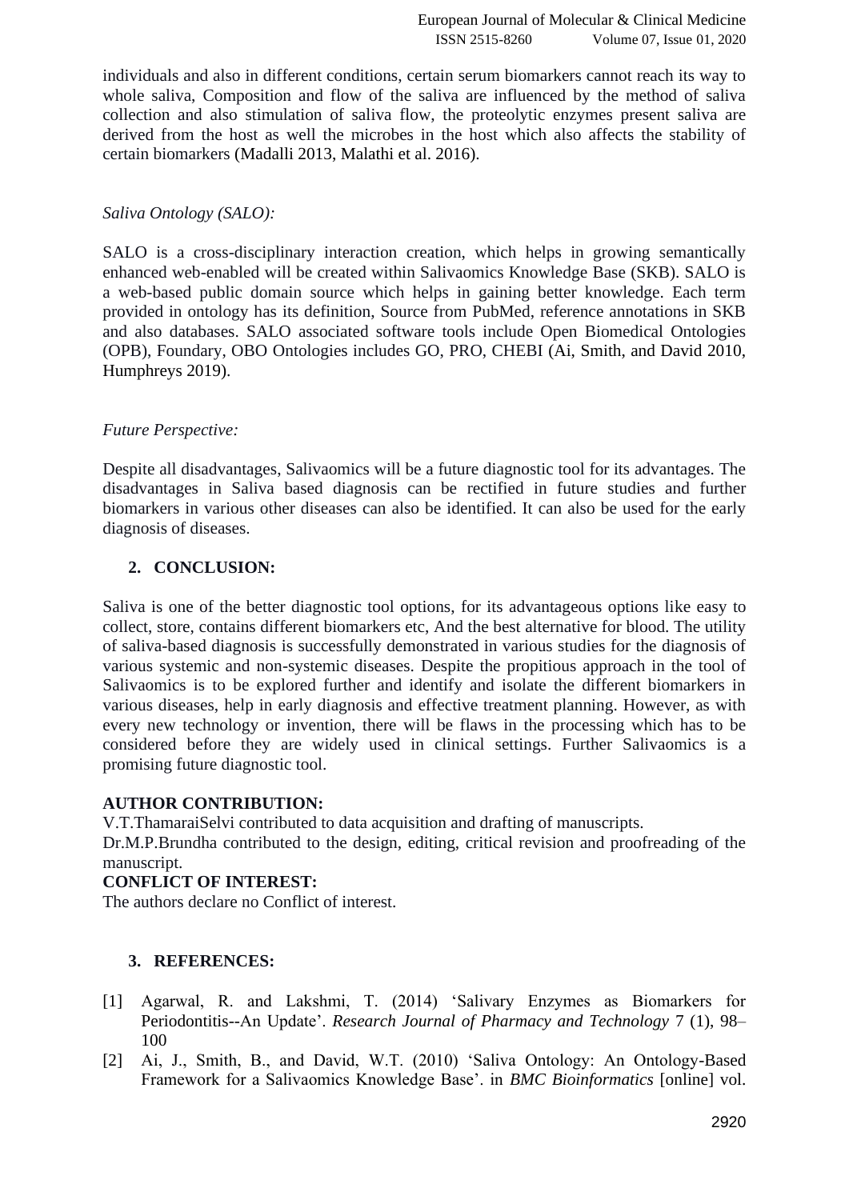individuals and also in different conditions, certain serum biomarkers cannot reach its way to whole saliva, Composition and flow of the saliva are influenced by the method of saliva collection and also stimulation of saliva flow, the proteolytic enzymes present saliva are derived from the host as well the microbes in the host which also affects the stability of certain biomarkers (Madalli 2013, Malathi et al. 2016).

*Saliva Ontology (SALO):*

SALO is a cross-disciplinary interaction creation, which helps in growing semantically enhanced web-enabled will be created within Salivaomics Knowledge Base (SKB). SALO is a web-based public domain source which helps in gaining better knowledge. Each term provided in ontology has its definition, Source from PubMed, reference annotations in SKB and also databases. SALO associated software tools include Open Biomedical Ontologies (OPB), Foundary, OBO Ontologies includes GO, PRO, CHEBI (Ai, Smith, and David 2010, Humphreys 2019).

*Future Perspective:*

Despite all disadvantages, Salivaomics will be a future diagnostic tool for its advantages. The disadvantages in Saliva based diagnosis can be rectified in future studies and further biomarkers in various other diseases can also be identified. It can also be used for the early diagnosis of diseases.

## 2. CONCLUSION:

Saliva is one of the better diagnostic tool options, for its advantageous options like easy to collect, store, contains different biomarkers etc, And the best alternative for blood. The utility of saliva-based diagnosis is successfully demonstrated in various studies for the diagnosis of various systemic and non-systemic diseases. Despite the propitious approach in the tool of Salivaomics is to be explored further and identify and isolate the different biomarkers in various diseases, help in early diagnosis and effective treatment planning. However, as with every new technology or invention, there will be flaws in the processing which has to be considered before they are widely used in clinical settings. Further Salivaomics is a promising future diagnostic tool.

**AUTHOR CONTRIBUTION:**

V.T.ThamaraiSelvi contributed to data acquisition and drafting of manuscripts.

Dr.M.P.Brundha contributed to the design, editing, critical revision and proofreading of the manuscript.

**CONFLICT OF INTEREST:**

The authors declare no Conflict of interest.

## 3. REFERENCES:

[1] Agarwal, R. and Lakshmi, T. (2014) 'Salivary Enzymes as Biomarkers for Periodontitis--An Update'. *Research Journal of Pharmacy and Technology* 7 (1), 98–100

[2] Ai, J., Smith, B., and David, W.T. (2010) 'Saliva Ontology: An Ontology-Based Framework for a Salivaomics Knowledge Base'. in *BMC Bioinformatics* [online] vol.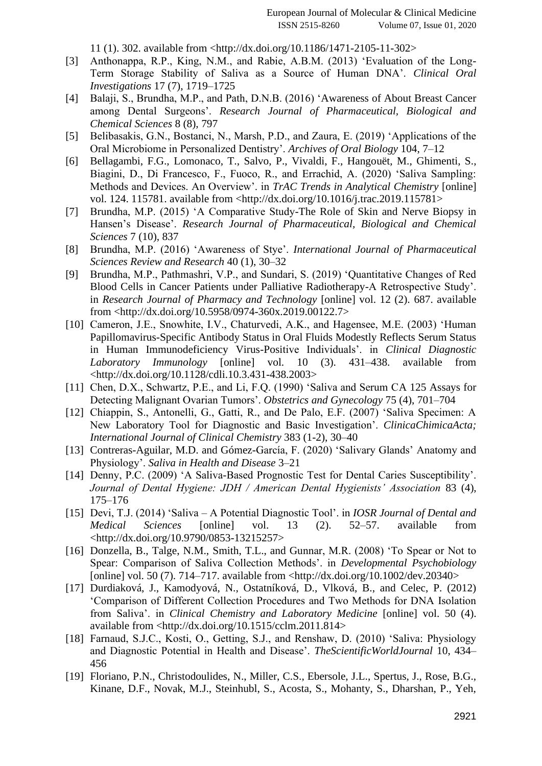11 (1). 302. available from <http://dx.doi.org/10.1186/1471-2105-11-302>

[3] Anthonappa, R.P., King, N.M., and Rabie, A.B.M. (2013) 'Evaluation of the Long-Term Storage Stability of Saliva as a Source of Human DNA'. *Clinical Oral Investigations* 17 (7), 1719–1725

[4] Balaji, S., Brundha, M.P., and Path, D.N.B. (2016) 'Awareness of About Breast Cancer among Dental Surgeons'. *Research Journal of Pharmaceutical, Biological and Chemical Sciences* 8 (8), 797

[5] Belibasakis, G.N., Bostanci, N., Marsh, P.D., and Zaura, E. (2019) 'Applications of the Oral Microbiome in Personalized Dentistry'. *Archives of Oral Biology* 104, 7–12

[6] Bellagambi, F.G., Lomonaco, T., Salvo, P., Vivaldi, F., Hangouët, M., Ghimenti, S., Biagini, D., Di Francesco, F., Fuoco, R., and Errachid, A. (2020) 'Saliva Sampling: Methods and Devices. An Overview'. in *TrAC Trends in Analytical Chemistry* [online] vol. 124. 115781. available from <http://dx.doi.org/10.1016/j.trac.2019.115781>

[7] Brundha, M.P. (2015) 'A Comparative Study-The Role of Skin and Nerve Biopsy in Hansen's Disease'. *Research Journal of Pharmaceutical, Biological and Chemical Sciences* 7 (10), 837

[8] Brundha, M.P. (2016) 'Awareness of Stye'. *International Journal of Pharmaceutical Sciences Review and Research* 40 (1), 30–32

[9] Brundha, M.P., Pathmashri, V.P., and Sundari, S. (2019) 'Quantitative Changes of Red Blood Cells in Cancer Patients under Palliative Radiotherapy-A Retrospective Study'. in *Research Journal of Pharmacy and Technology* [online] vol. 12 (2). 687. available from <http://dx.doi.org/10.5958/0974-360x.2019.00122.7>

[10] Cameron, J.E., Snowhite, I.V., Chaturvedi, A.K., and Hagensee, M.E. (2003) 'Human Papillomavirus-Specific Antibody Status in Oral Fluids Modestly Reflects Serum Status in Human Immunodeficiency Virus-Positive Individuals'. in *Clinical Diagnostic Laboratory Immunology* [online] vol. 10 (3). 431–438. available from <http://dx.doi.org/10.1128/cdli.10.3.431-438.2003>

[11] Chen, D.X., Schwartz, P.E., and Li, F.Q. (1990) 'Saliva and Serum CA 125 Assays for Detecting Malignant Ovarian Tumors'. *Obstetrics and Gynecology* 75 (4), 701–704

[12] Chiappin, S., Antonelli, G., Gatti, R., and De Palo, E.F. (2007) 'Saliva Specimen: A New Laboratory Tool for Diagnostic and Basic Investigation'. *ClinicaChimicaActa; International Journal of Clinical Chemistry* 383 (1-2), 30–40

[13] Contreras-Aguilar, M.D. and Gómez-García, F. (2020) 'Salivary Glands' Anatomy and Physiology'. *Saliva in Health and Disease* 3–21

[14] Denny, P.C. (2009) 'A Saliva-Based Prognostic Test for Dental Caries Susceptibility'. *Journal of Dental Hygiene: JDH / American Dental Hygienists' Association* 83 (4), 175–176

[15] Devi, T.J. (2014) 'Saliva – A Potential Diagnostic Tool'. in *IOSR Journal of Dental and Medical Sciences* [online] vol. 13 (2). 52–57. available from <http://dx.doi.org/10.9790/0853-13215257>

[16] Donzella, B., Talge, N.M., Smith, T.L., and Gunnar, M.R. (2008) 'To Spear or Not to Spear: Comparison of Saliva Collection Methods'. in *Developmental Psychobiology* [online] vol. 50 (7). 714–717. available from <http://dx.doi.org/10.1002/dev.20340>

[17] Durdiaková, J., Kamodyová, N., Ostatníková, D., Vlková, B., and Celec, P. (2012) 'Comparison of Different Collection Procedures and Two Methods for DNA Isolation from Saliva'. in *Clinical Chemistry and Laboratory Medicine* [online] vol. 50 (4). available from <http://dx.doi.org/10.1515/cclm.2011.814>

[18] Farnaud, S.J.C., Kosti, O., Getting, S.J., and Renshaw, D. (2010) 'Saliva: Physiology and Diagnostic Potential in Health and Disease'. *TheScientificWorldJournal* 10, 434–456

[19] Floriano, P.N., Christodoulides, N., Miller, C.S., Ebersole, J.L., Spertus, J., Rose, B.G., Kinane, D.F., Novak, M.J., Steinhubl, S., Acosta, S., Mohanty, S., Dharshan, P., Yeh,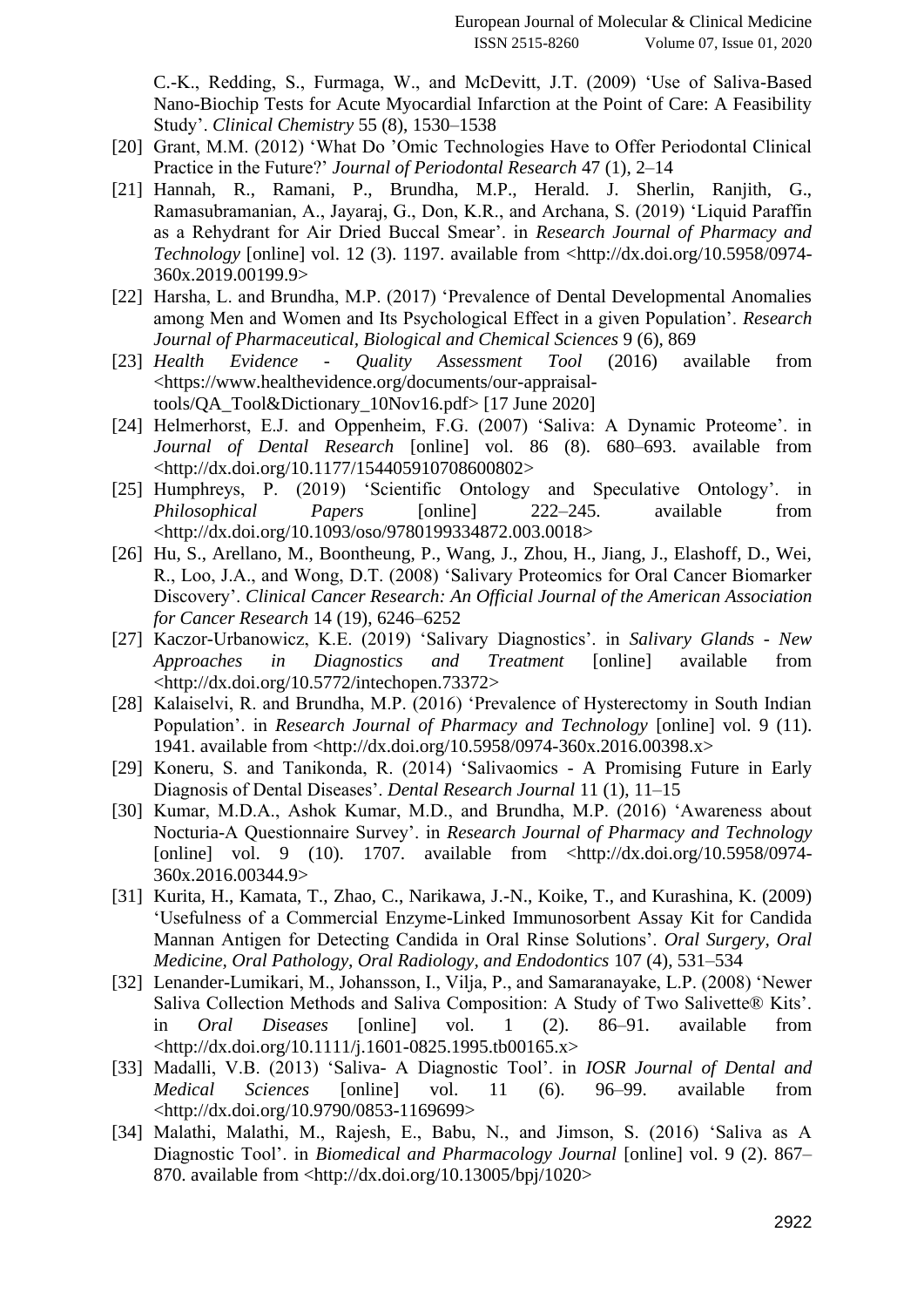C.-K., Redding, S., Furmaga, W., and McDevitt, J.T. (2009) 'Use of Saliva-Based Nano-Biochip Tests for Acute Myocardial Infarction at the Point of Care: A Feasibility Study'. *Clinical Chemistry* 55 (8), 1530–1538

[20] Grant, M.M. (2012) 'What Do 'Omic Technologies Have to Offer Periodontal Clinical Practice in the Future?' *Journal of Periodontal Research* 47 (1), 2–14

[21] Hannah, R., Ramani, P., Brundha, M.P., Herald. J. Sherlin, Ranjith, G., Ramasubramanian, A., Jayaraj, G., Don, K.R., and Archana, S. (2019) 'Liquid Paraffin as a Rehydrant for Air Dried Buccal Smear'. in *Research Journal of Pharmacy and Technology* [online] vol. 12 (3). 1197. available from <http://dx.doi.org/10.5958/0974-360x.2019.00199.9>

[22] Harsha, L. and Brundha, M.P. (2017) 'Prevalence of Dental Developmental Anomalies among Men and Women and Its Psychological Effect in a given Population'. *Research Journal of Pharmaceutical, Biological and Chemical Sciences* 9 (6), 869

[23] *Health Evidence - Quality Assessment Tool* (2016) available from <https://www.healthevidence.org/documents/our-appraisal-tools/QA_Tool&Dictionary_10Nov16.pdf> [17 June 2020]

[24] Helmerhorst, E.J. and Oppenheim, F.G. (2007) 'Saliva: A Dynamic Proteome'. in *Journal of Dental Research* [online] vol. 86 (8). 680–693. available from <http://dx.doi.org/10.1177/154405910708600802>

[25] Humphreys, P. (2019) 'Scientific Ontology and Speculative Ontology'. in *Philosophical Papers* [online] 222–245. available from <http://dx.doi.org/10.1093/oso/9780199334872.003.0018>

[26] Hu, S., Arellano, M., Boontheung, P., Wang, J., Zhou, H., Jiang, J., Elashoff, D., Wei, R., Loo, J.A., and Wong, D.T. (2008) 'Salivary Proteomics for Oral Cancer Biomarker Discovery'. *Clinical Cancer Research: An Official Journal of the American Association for Cancer Research* 14 (19), 6246–6252

[27] Kaczor-Urbanowicz, K.E. (2019) 'Salivary Diagnostics'. in *Salivary Glands - New Approaches in Diagnostics and Treatment* [online] available from <http://dx.doi.org/10.5772/intechopen.73372>

[28] Kalaiselvi, R. and Brundha, M.P. (2016) 'Prevalence of Hysterectomy in South Indian Population'. in *Research Journal of Pharmacy and Technology* [online] vol. 9 (11). 1941. available from <http://dx.doi.org/10.5958/0974-360x.2016.00398.x>

[29] Koneru, S. and Tanikonda, R. (2014) 'Salivaomics - A Promising Future in Early Diagnosis of Dental Diseases'. *Dental Research Journal* 11 (1), 11–15

[30] Kumar, M.D.A., Ashok Kumar, M.D., and Brundha, M.P. (2016) 'Awareness about Nocturia-A Questionnaire Survey'. in *Research Journal of Pharmacy and Technology* [online] vol. 9 (10). 1707. available from <http://dx.doi.org/10.5958/0974-360x.2016.00344.9>

[31] Kurita, H., Kamata, T., Zhao, C., Narikawa, J.-N., Koike, T., and Kurashina, K. (2009) 'Usefulness of a Commercial Enzyme-Linked Immunosorbent Assay Kit for Candida Mannan Antigen for Detecting Candida in Oral Rinse Solutions'. *Oral Surgery, Oral Medicine, Oral Pathology, Oral Radiology, and Endodontics* 107 (4), 531–534

[32] Lenander-Lumikari, M., Johansson, I., Vilja, P., and Samaranayake, L.P. (2008) 'Newer Saliva Collection Methods and Saliva Composition: A Study of Two Salivette® Kits'. in *Oral Diseases* [online] vol. 1 (2). 86–91. available from <http://dx.doi.org/10.1111/j.1601-0825.1995.tb00165.x>

[33] Madalli, V.B. (2013) 'Saliva- A Diagnostic Tool'. in *IOSR Journal of Dental and Medical Sciences* [online] vol. 11 (6). 96–99. available from <http://dx.doi.org/10.9790/0853-1169699>

[34] Malathi, Malathi, M., Rajesh, E., Babu, N., and Jimson, S. (2016) 'Saliva as A Diagnostic Tool'. in *Biomedical and Pharmacology Journal* [online] vol. 9 (2). 867–870. available from <http://dx.doi.org/10.13005/bpj/1020>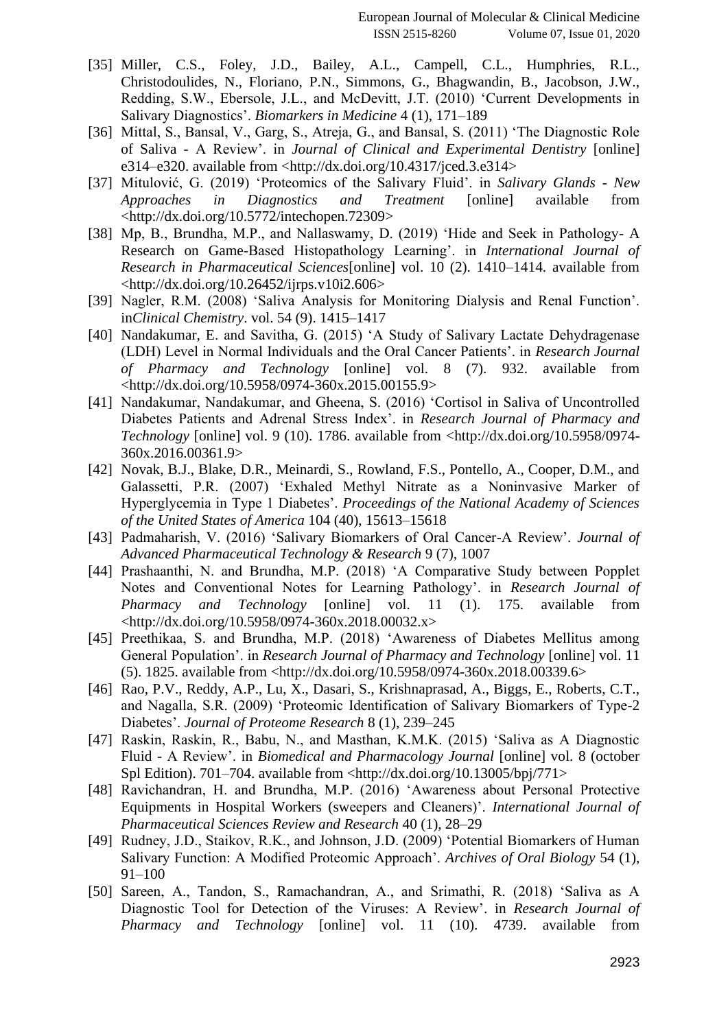[35] Miller, C.S., Foley, J.D., Bailey, A.L., Campell, C.L., Humphries, R.L., Christodoulides, N., Floriano, P.N., Simmons, G., Bhagwandin, B., Jacobson, J.W., Redding, S.W., Ebersole, J.L., and McDevitt, J.T. (2010) 'Current Developments in Salivary Diagnostics'. *Biomarkers in Medicine* 4 (1), 171–189

[36] Mittal, S., Bansal, V., Garg, S., Atreja, G., and Bansal, S. (2011) 'The Diagnostic Role of Saliva - A Review'. in *Journal of Clinical and Experimental Dentistry* [online] e314–e320. available from <http://dx.doi.org/10.4317/jced.3.e314>

[37] Mitulović, G. (2019) 'Proteomics of the Salivary Fluid'. in *Salivary Glands - New Approaches in Diagnostics and Treatment* [online] available from <http://dx.doi.org/10.5772/intechopen.72309>

[38] Mp, B., Brundha, M.P., and Nallaswamy, D. (2019) 'Hide and Seek in Pathology- A Research on Game-Based Histopathology Learning'. in *International Journal of Research in Pharmaceutical Sciences*[online] vol. 10 (2). 1410–1414. available from <http://dx.doi.org/10.26452/ijrps.v10i2.606>

[39] Nagler, R.M. (2008) 'Saliva Analysis for Monitoring Dialysis and Renal Function'. in*Clinical Chemistry*. vol. 54 (9). 1415–1417

[40] Nandakumar, E. and Savitha, G. (2015) 'A Study of Salivary Lactate Dehydragenase (LDH) Level in Normal Individuals and the Oral Cancer Patients'. in *Research Journal of Pharmacy and Technology* [online] vol. 8 (7). 932. available from <http://dx.doi.org/10.5958/0974-360x.2015.00155.9>

[41] Nandakumar, Nandakumar, and Gheena, S. (2016) 'Cortisol in Saliva of Uncontrolled Diabetes Patients and Adrenal Stress Index'. in *Research Journal of Pharmacy and Technology* [online] vol. 9 (10). 1786. available from <http://dx.doi.org/10.5958/0974-360x.2016.00361.9>

[42] Novak, B.J., Blake, D.R., Meinardi, S., Rowland, F.S., Pontello, A., Cooper, D.M., and Galassetti, P.R. (2007) 'Exhaled Methyl Nitrate as a Noninvasive Marker of Hyperglycemia in Type 1 Diabetes'. *Proceedings of the National Academy of Sciences of the United States of America* 104 (40), 15613–15618

[43] Padmaharish, V. (2016) 'Salivary Biomarkers of Oral Cancer-A Review'. *Journal of Advanced Pharmaceutical Technology & Research* 9 (7), 1007

[44] Prashaanthi, N. and Brundha, M.P. (2018) 'A Comparative Study between Popplet Notes and Conventional Notes for Learning Pathology'. in *Research Journal of Pharmacy and Technology* [online] vol. 11 (1). 175. available from <http://dx.doi.org/10.5958/0974-360x.2018.00032.x>

[45] Preethikaa, S. and Brundha, M.P. (2018) 'Awareness of Diabetes Mellitus among General Population'. in *Research Journal of Pharmacy and Technology* [online] vol. 11 (5). 1825. available from <http://dx.doi.org/10.5958/0974-360x.2018.00339.6>

[46] Rao, P.V., Reddy, A.P., Lu, X., Dasari, S., Krishnaprasad, A., Biggs, E., Roberts, C.T., and Nagalla, S.R. (2009) 'Proteomic Identification of Salivary Biomarkers of Type-2 Diabetes'. *Journal of Proteome Research* 8 (1), 239–245

[47] Raskin, Raskin, R., Babu, N., and Masthan, K.M.K. (2015) 'Saliva as A Diagnostic Fluid - A Review'. in *Biomedical and Pharmacology Journal* [online] vol. 8 (october Spl Edition). 701–704. available from <http://dx.doi.org/10.13005/bpj/771>

[48] Ravichandran, H. and Brundha, M.P. (2016) 'Awareness about Personal Protective Equipments in Hospital Workers (sweepers and Cleaners)'. *International Journal of Pharmaceutical Sciences Review and Research* 40 (1), 28–29

[49] Rudney, J.D., Staikov, R.K., and Johnson, J.D. (2009) 'Potential Biomarkers of Human Salivary Function: A Modified Proteomic Approach'. *Archives of Oral Biology* 54 (1), 91–100

[50] Sareen, A., Tandon, S., Ramachandran, A., and Srimathi, R. (2018) 'Saliva as A Diagnostic Tool for Detection of the Viruses: A Review'. in *Research Journal of Pharmacy and Technology* [online] vol. 11 (10). 4739. available from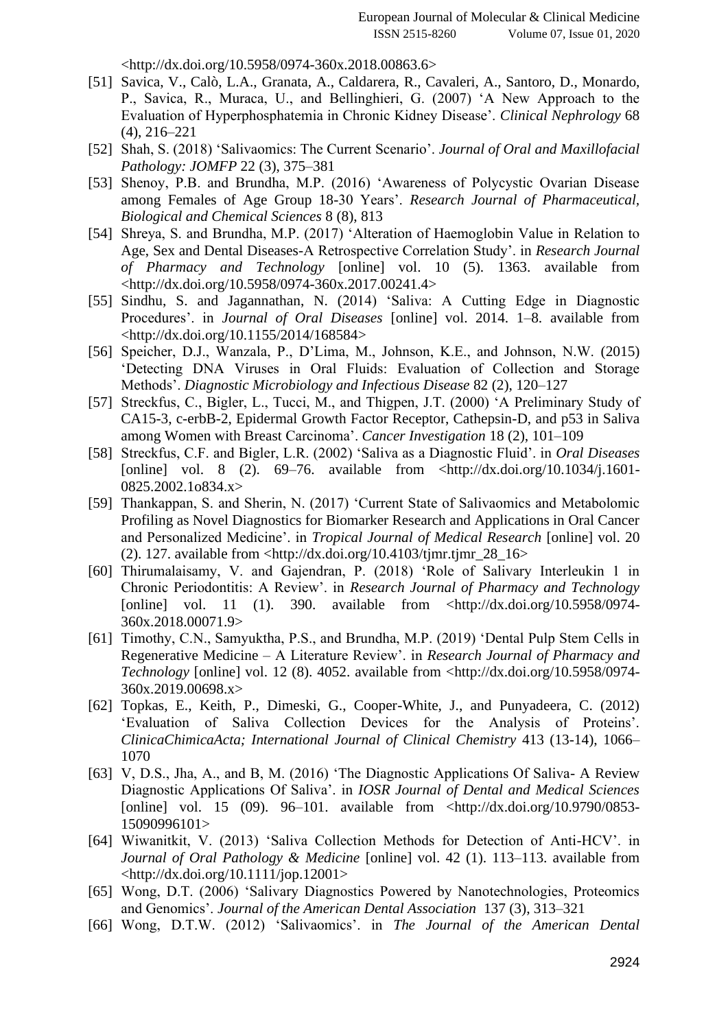<http://dx.doi.org/10.5958/0974-360x.2018.00863.6>

[51] Savica, V., Calò, L.A., Granata, A., Caldarera, R., Cavaleri, A., Santoro, D., Monardo, P., Savica, R., Muraca, U., and Bellinghieri, G. (2007) 'A New Approach to the Evaluation of Hyperphosphatemia in Chronic Kidney Disease'. *Clinical Nephrology* 68 (4), 216–221

[52] Shah, S. (2018) 'Salivaomics: The Current Scenario'. *Journal of Oral and Maxillofacial Pathology: JOMFP* 22 (3), 375–381

[53] Shenoy, P.B. and Brundha, M.P. (2016) 'Awareness of Polycystic Ovarian Disease among Females of Age Group 18-30 Years'. *Research Journal of Pharmaceutical, Biological and Chemical Sciences* 8 (8), 813

[54] Shreya, S. and Brundha, M.P. (2017) 'Alteration of Haemoglobin Value in Relation to Age, Sex and Dental Diseases-A Retrospective Correlation Study'. in *Research Journal of Pharmacy and Technology* [online] vol. 10 (5). 1363. available from <http://dx.doi.org/10.5958/0974-360x.2017.00241.4>

[55] Sindhu, S. and Jagannathan, N. (2014) 'Saliva: A Cutting Edge in Diagnostic Procedures'. in *Journal of Oral Diseases* [online] vol. 2014. 1–8. available from <http://dx.doi.org/10.1155/2014/168584>

[56] Speicher, D.J., Wanzala, P., D'Lima, M., Johnson, K.E., and Johnson, N.W. (2015) 'Detecting DNA Viruses in Oral Fluids: Evaluation of Collection and Storage Methods'. *Diagnostic Microbiology and Infectious Disease* 82 (2), 120–127

[57] Streckfus, C., Bigler, L., Tucci, M., and Thigpen, J.T. (2000) 'A Preliminary Study of CA15-3, c-erbB-2, Epidermal Growth Factor Receptor, Cathepsin-D, and p53 in Saliva among Women with Breast Carcinoma'. *Cancer Investigation* 18 (2), 101–109

[58] Streckfus, C.F. and Bigler, L.R. (2002) 'Saliva as a Diagnostic Fluid'. in *Oral Diseases* [online] vol. 8 (2). 69–76. available from <http://dx.doi.org/10.1034/j.1601-0825.2002.1o834.x>

[59] Thankappan, S. and Sherin, N. (2017) 'Current State of Salivaomics and Metabolomic Profiling as Novel Diagnostics for Biomarker Research and Applications in Oral Cancer and Personalized Medicine'. in *Tropical Journal of Medical Research* [online] vol. 20 (2). 127. available from <http://dx.doi.org/10.4103/tjmr.tjmr_28_16>

[60] Thirumalaisamy, V. and Gajendran, P. (2018) 'Role of Salivary Interleukin 1 in Chronic Periodontitis: A Review'. in *Research Journal of Pharmacy and Technology* [online] vol. 11 (1). 390. available from <http://dx.doi.org/10.5958/0974-360x.2018.00071.9>

[61] Timothy, C.N., Samyuktha, P.S., and Brundha, M.P. (2019) 'Dental Pulp Stem Cells in Regenerative Medicine – A Literature Review'. in *Research Journal of Pharmacy and Technology* [online] vol. 12 (8). 4052. available from <http://dx.doi.org/10.5958/0974-360x.2019.00698.x>

[62] Topkas, E., Keith, P., Dimeski, G., Cooper-White, J., and Punyadeera, C. (2012) 'Evaluation of Saliva Collection Devices for the Analysis of Proteins'. *ClinicaChimicaActa; International Journal of Clinical Chemistry* 413 (13-14), 1066–1070

[63] V, D.S., Jha, A., and B, M. (2016) 'The Diagnostic Applications Of Saliva- A Review Diagnostic Applications Of Saliva'. in *IOSR Journal of Dental and Medical Sciences* [online] vol. 15 (09). 96–101. available from <http://dx.doi.org/10.9790/0853-15090996101>

[64] Wiwanitkit, V. (2013) 'Saliva Collection Methods for Detection of Anti-HCV'. in *Journal of Oral Pathology & Medicine* [online] vol. 42 (1). 113–113. available from <http://dx.doi.org/10.1111/jop.12001>

[65] Wong, D.T. (2006) 'Salivary Diagnostics Powered by Nanotechnologies, Proteomics and Genomics'. *Journal of the American Dental Association* 137 (3), 313–321

[66] Wong, D.T.W. (2012) 'Salivaomics'. in *The Journal of the American Dental*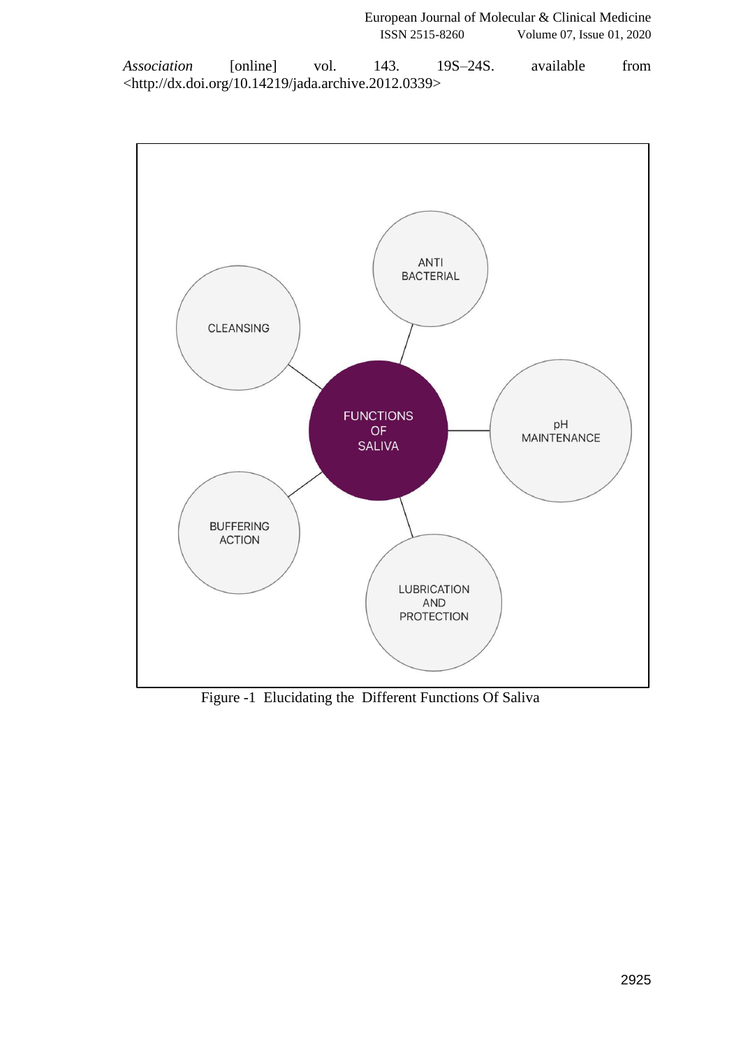*Association* [online] vol. 143. 19S–24S. available from <http://dx.doi.org/10.14219/jada.archive.2012.0339>

Figure -1 Elucidating the Different Functions Of Saliva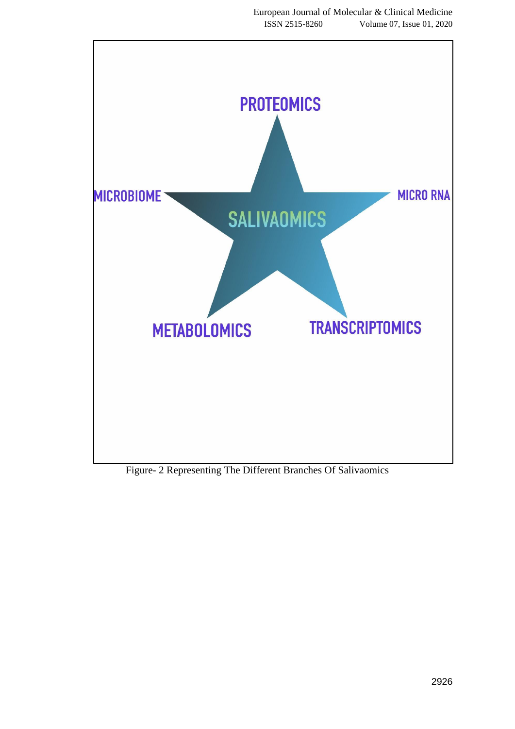Figure- 2 Representing The Different Branches Of Salivaomics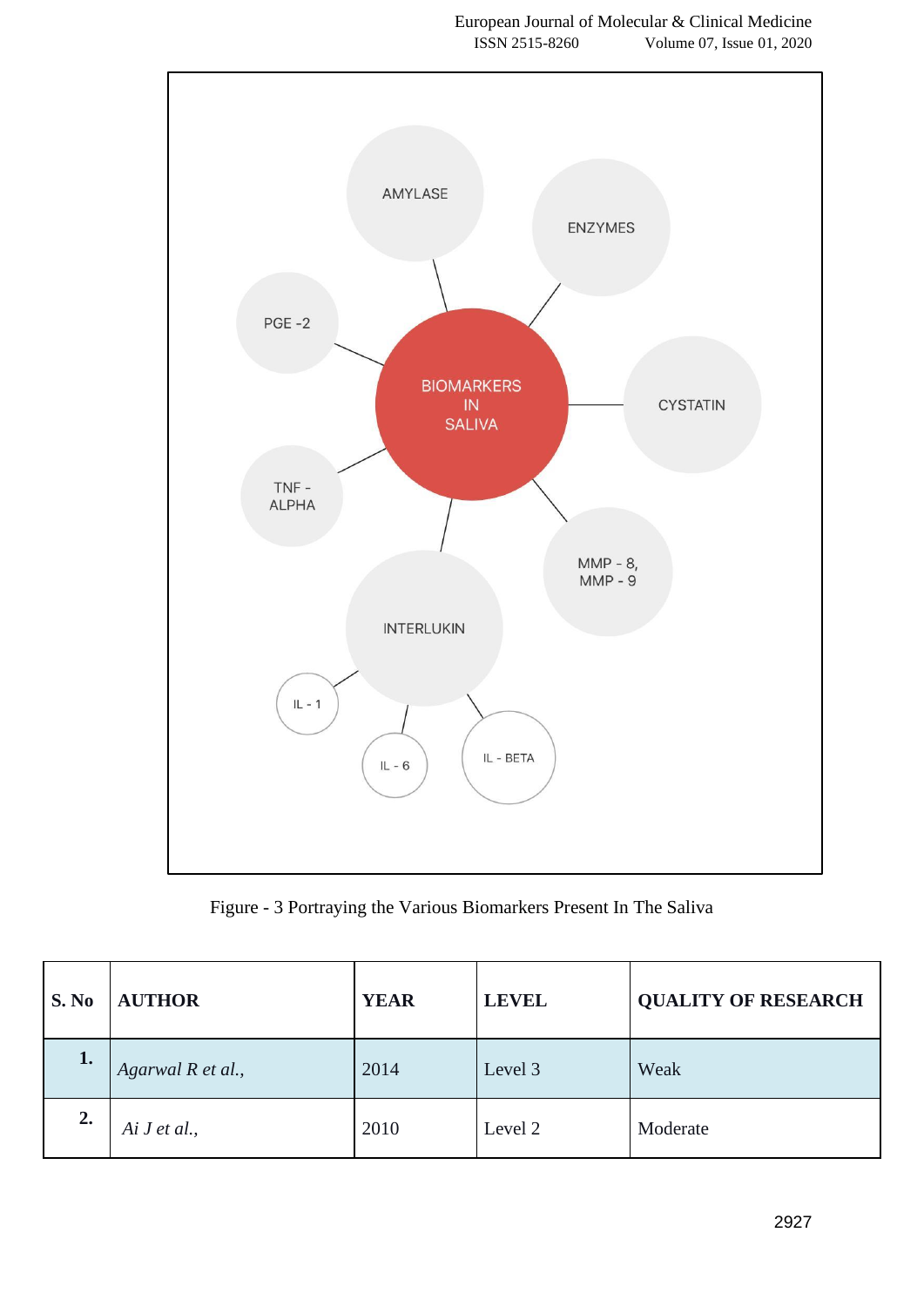Figure - 3 Portraying the Various Biomarkers Present In The Saliva

| S. No | AUTHOR | YEAR | LEVEL | QUALITY OF RESEARCH |
|---|---|---|---|---|
| **1.** | *Agarwal R et al.,* | 2014 | Level 3 | Weak |
| **2.** | *Ai J et al.,* | 2010 | Level 2 | Moderate |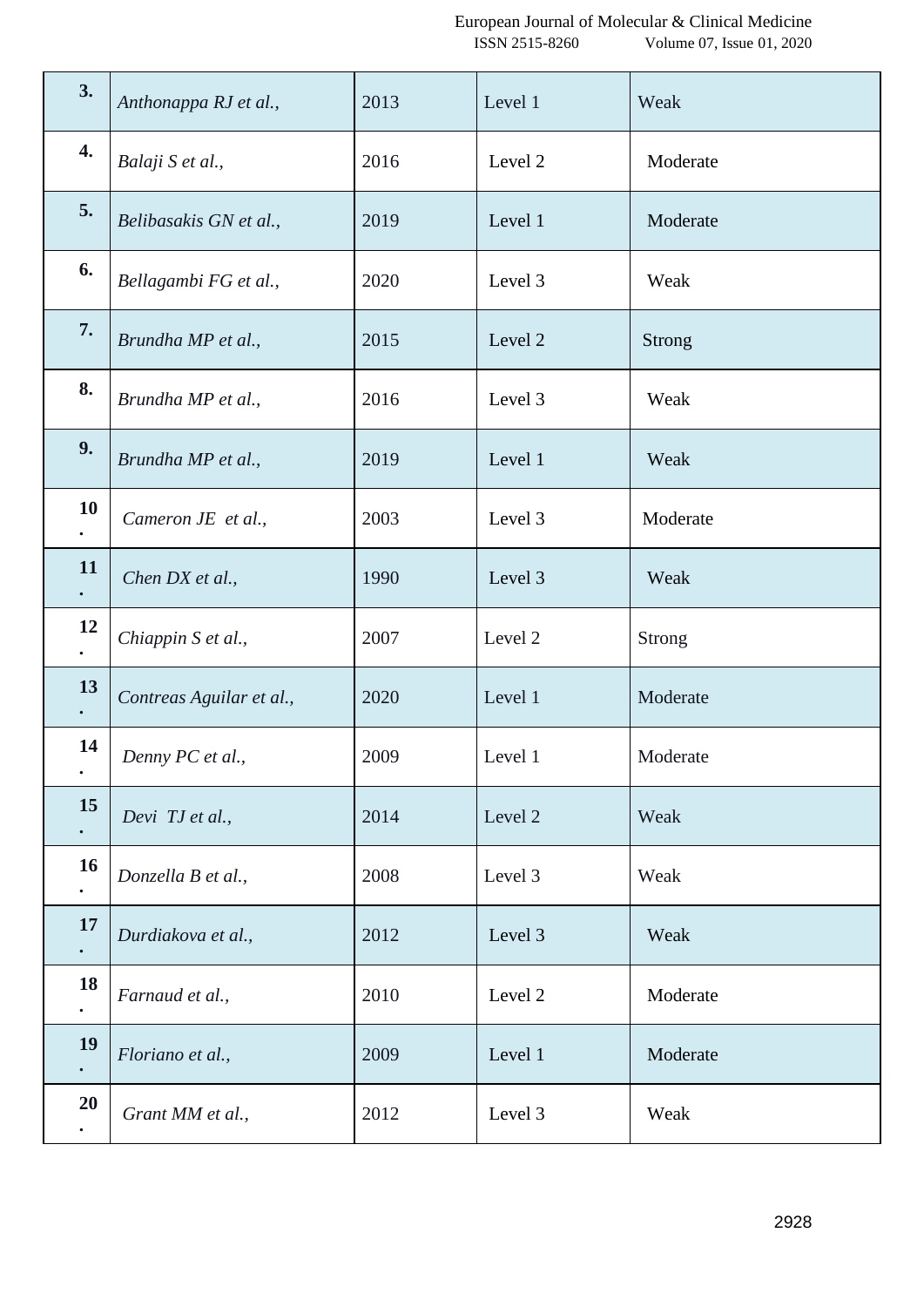| | | | | |
|---|---|---|---|---|
| 3. | *Anthonappa RJ et al.,* | 2013 | Level 1 | Weak |
| 4. | *Balaji S et al.,* | 2016 | Level 2 | Moderate |
| 5. | *Belibasakis GN et al.,* | 2019 | Level 1 | Moderate |
| 6. | *Bellagambi FG et al.,* | 2020 | Level 3 | Weak |
| 7. | *Brundha MP et al.,* | 2015 | Level 2 | Strong |
| 8. | *Brundha MP et al.,* | 2016 | Level 3 | Weak |
| 9. | *Brundha MP et al.,* | 2019 | Level 1 | Weak |
| 10. | *Cameron JE et al.,* | 2003 | Level 3 | Moderate |
| 11. | *Chen DX et al.,* | 1990 | Level 3 | Weak |
| 12. | *Chiappin S et al.,* | 2007 | Level 2 | Strong |
| 13. | *Contreas Aguilar et al.,* | 2020 | Level 1 | Moderate |
| 14. | *Denny PC et al.,* | 2009 | Level 1 | Moderate |
| 15. | *Devi TJ et al.,* | 2014 | Level 2 | Weak |
| 16. | *Donzella B et al.,* | 2008 | Level 3 | Weak |
| 17. | *Durdiakova et al.,* | 2012 | Level 3 | Weak |
| 18. | *Farnaud et al.,* | 2010 | Level 2 | Moderate |
| 19. | *Floriano et al.,* | 2009 | Level 1 | Moderate |
| 20. | *Grant MM et al.,* | 2012 | Level 3 | Weak |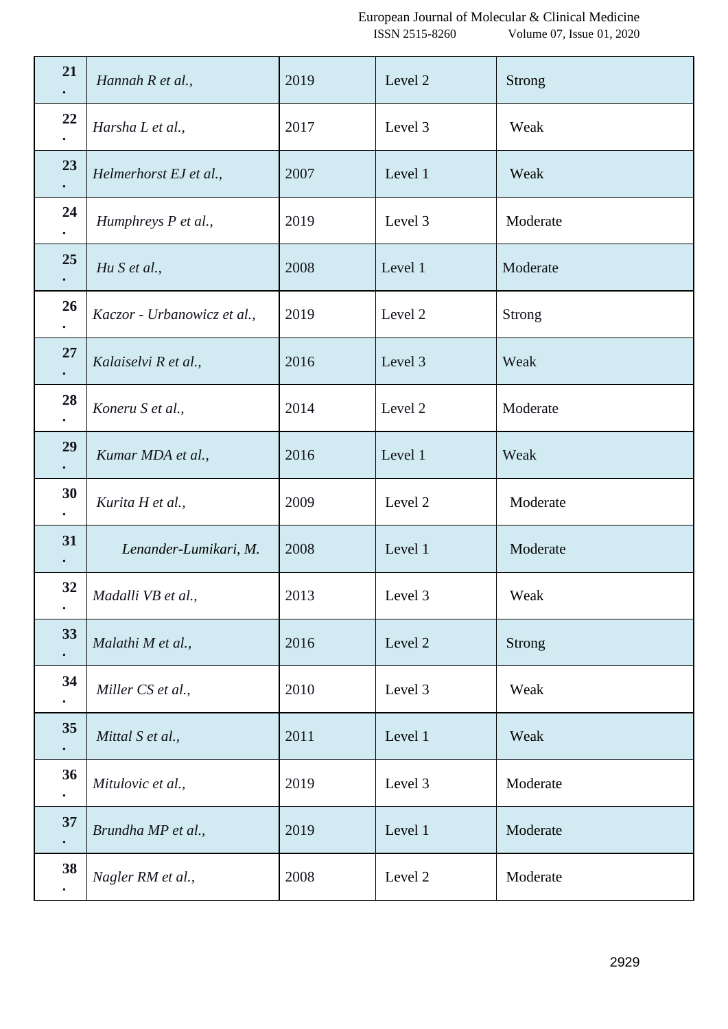| | | | | |
|---|---|---|---|---|
| 21. | *Hannah R et al.,* | 2019 | Level 2 | Strong |
| 22. | *Harsha L et al.,* | 2017 | Level 3 | Weak |
| 23. | *Helmerhorst EJ et al.,* | 2007 | Level 1 | Weak |
| 24. | *Humphreys P et al.,* | 2019 | Level 3 | Moderate |
| 25. | *Hu S et al.,* | 2008 | Level 1 | Moderate |
| 26. | *Kaczor - Urbanowicz et al.,* | 2019 | Level 2 | Strong |
| 27. | *Kalaiselvi R et al.,* | 2016 | Level 3 | Weak |
| 28. | *Koneru S et al.,* | 2014 | Level 2 | Moderate |
| 29. | *Kumar MDA et al.,* | 2016 | Level 1 | Weak |
| 30. | *Kurita H et al.,* | 2009 | Level 2 | Moderate |
| 31. | *Lenander-Lumikari, M.* | 2008 | Level 1 | Moderate |
| 32. | *Madalli VB et al.,* | 2013 | Level 3 | Weak |
| 33. | *Malathi M et al.,* | 2016 | Level 2 | Strong |
| 34. | *Miller CS et al.,* | 2010 | Level 3 | Weak |
| 35. | *Mittal S et al.,* | 2011 | Level 1 | Weak |
| 36. | *Mitulovic et al.,* | 2019 | Level 3 | Moderate |
| 37. | *Brundha MP et al.,* | 2019 | Level 1 | Moderate |
| 38. | *Nagler RM et al.,* | 2008 | Level 2 | Moderate |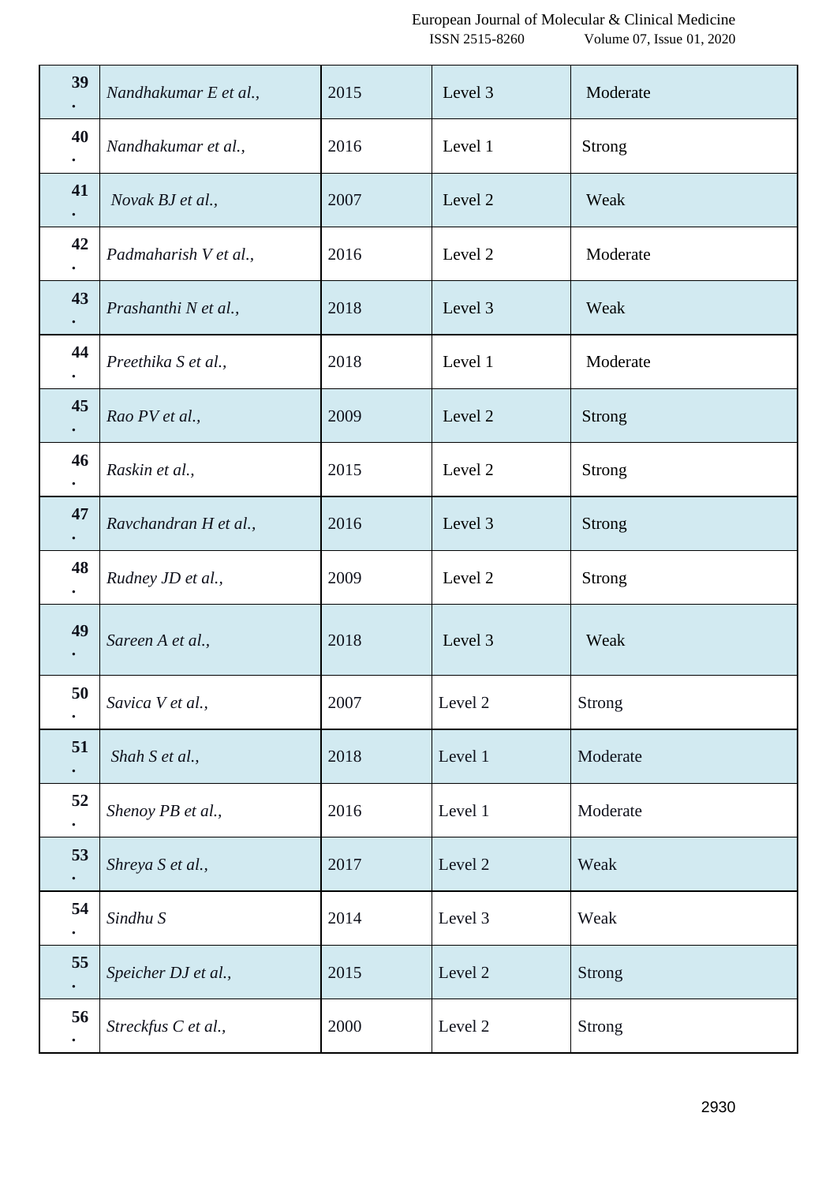| | | | | |
|---|---|---|---|---|
| 39. | *Nandhakumar E et al.,* | 2015 | Level 3 | Moderate |
| 40. | *Nandhakumar et al.,* | 2016 | Level 1 | Strong |
| 41. | *Novak BJ et al.,* | 2007 | Level 2 | Weak |
| 42. | *Padmaharish V et al.,* | 2016 | Level 2 | Moderate |
| 43. | *Prashanthi N et al.,* | 2018 | Level 3 | Weak |
| 44. | *Preethika S et al.,* | 2018 | Level 1 | Moderate |
| 45. | *Rao PV et al.,* | 2009 | Level 2 | Strong |
| 46. | *Raskin et al.,* | 2015 | Level 2 | Strong |
| 47. | *Ravchandran H et al.,* | 2016 | Level 3 | Strong |
| 48. | *Rudney JD et al.,* | 2009 | Level 2 | Strong |
| 49. | *Sareen A et al.,* | 2018 | Level 3 | Weak |
| 50. | *Savica V et al.,* | 2007 | Level 2 | Strong |
| 51. | *Shah S et al.,* | 2018 | Level 1 | Moderate |
| 52. | *Shenoy PB et al.,* | 2016 | Level 1 | Moderate |
| 53. | *Shreya S et al.,* | 2017 | Level 2 | Weak |
| 54. | *Sindhu S* | 2014 | Level 3 | Weak |
| 55. | *Speicher DJ et al.,* | 2015 | Level 2 | Strong |
| 56. | *Streckfus C et al.,* | 2000 | Level 2 | Strong |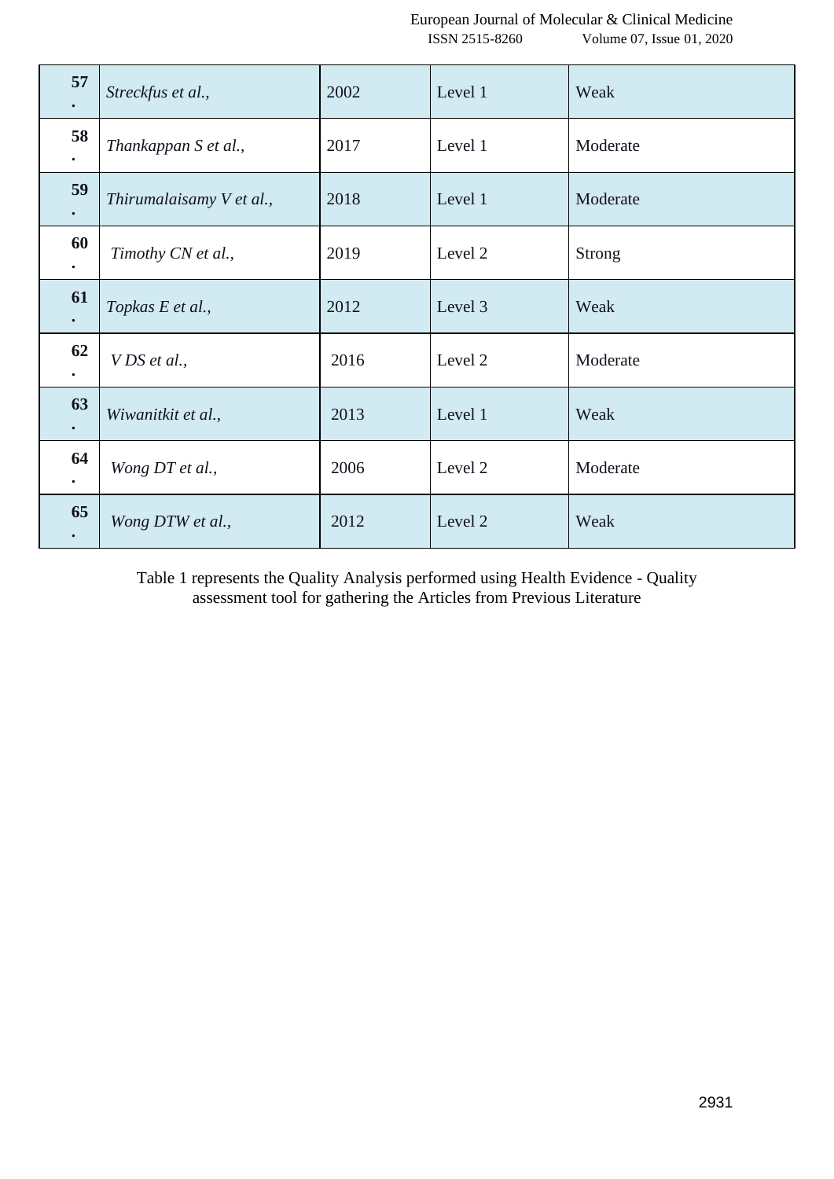| | | | | |
|---|---|---|---|---|
| **57.** | *Streckfus et al.,* | 2002 | Level 1 | Weak |
| **58.** | *Thankappan S et al.,* | 2017 | Level 1 | Moderate |
| **59.** | *Thirumalaisamy V et al.,* | 2018 | Level 1 | Moderate |
| **60.** | *Timothy CN et al.,* | 2019 | Level 2 | Strong |
| **61.** | *Topkas E et al.,* | 2012 | Level 3 | Weak |
| **62.** | *V DS et al.,* | 2016 | Level 2 | Moderate |
| **63.** | *Wiwanitkit et al.,* | 2013 | Level 1 | Weak |
| **64.** | *Wong DT et al.,* | 2006 | Level 2 | Moderate |
| **65.** | *Wong DTW et al.,* | 2012 | Level 2 | Weak |

Table 1 represents the Quality Analysis performed using Health Evidence - Quality assessment tool for gathering the Articles from Previous Literature